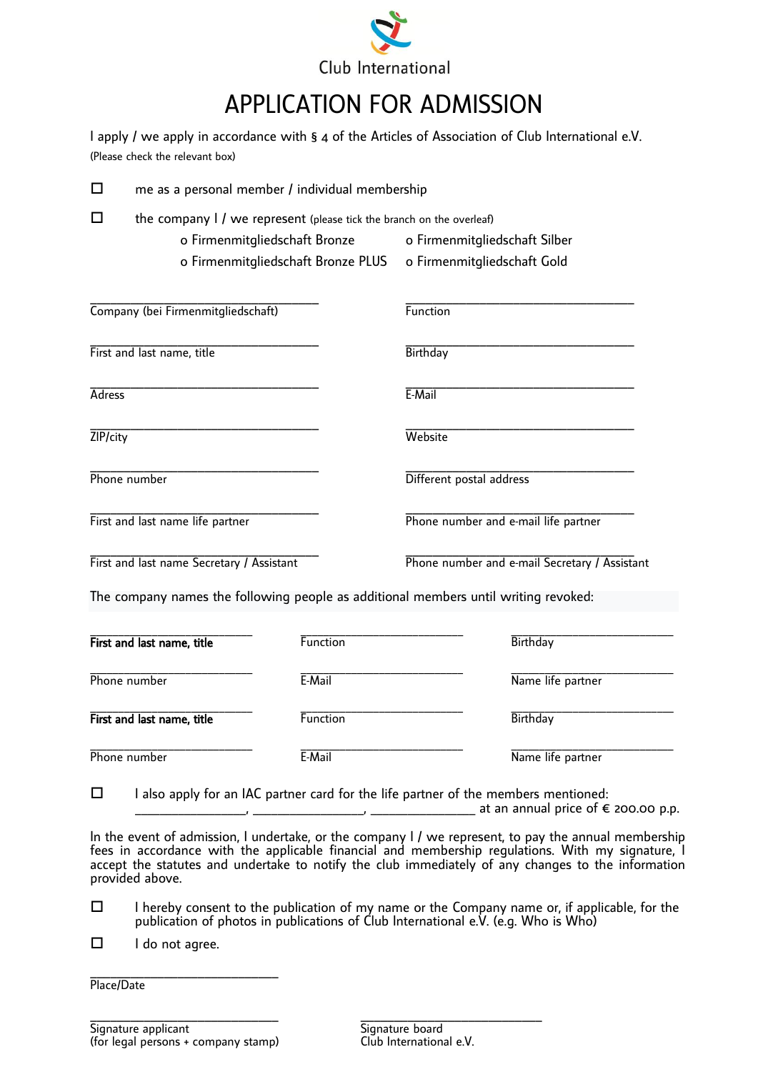Club International

# APPLICATION FOR ADMISSION

I apply / we apply in accordance with § 4 of the Articles of Association of Club International e.V.
(Please check the relevant box)

☐ me as a personal member / individual membership

☐ the company I / we represent (please tick the branch on the overleaf)

- o Firmenmitgliedschaft Bronze
- o Firmenmitgliedschaft Silber
- o Firmenmitgliedschaft Bronze PLUS
- o Firmenmitgliedschaft Gold

| | |
|---|---|
| ______________________ Company (bei Firmenmitgliedschaft) | ______________________ Function |
| ______________________ First and last name, title | ______________________ Birthday |
| ______________________ Adress | ______________________ E-Mail |
| ______________________ ZIP/city | ______________________ Website |
| ______________________ Phone number | ______________________ Different postal address |
| ______________________ First and last name life partner | ______________________ Phone number and e-mail life partner |
| ______________________ First and last name Secretary / Assistant | ______________________ Phone number and e-mail Secretary / Assistant |

The company names the following people as additional members until writing revoked:

| | | |
|---|---|---|
| ______________ **First and last name, title** | ______________ Function | ______________ Birthday |
| ______________ Phone number | ______________ E-Mail | ______________ Name life partner |
| ______________ **First and last name, title** | ______________ Function | ______________ Birthday |
| ______________ Phone number | ______________ E-Mail | ______________ Name life partner |

☐ I also apply for an IAC partner card for the life partner of the members mentioned: ______________, ______________, ______________ at an annual price of € 200.00 p.p.

In the event of admission, I undertake, or the company I / we represent, to pay the annual membership fees in accordance with the applicable financial and membership regulations. With my signature, I accept the statutes and undertake to notify the club immediately of any changes to the information provided above.

☐ I hereby consent to the publication of my name or the Company name or, if applicable, for the publication of photos in publications of Club International e.V. (e.g. Who is Who)

☐ I do not agree.

______________________
Place/Date

| | |
|---|---|
| ______________________ Signature applicant (for legal persons + company stamp) | ______________________ Signature board Club International e.V. |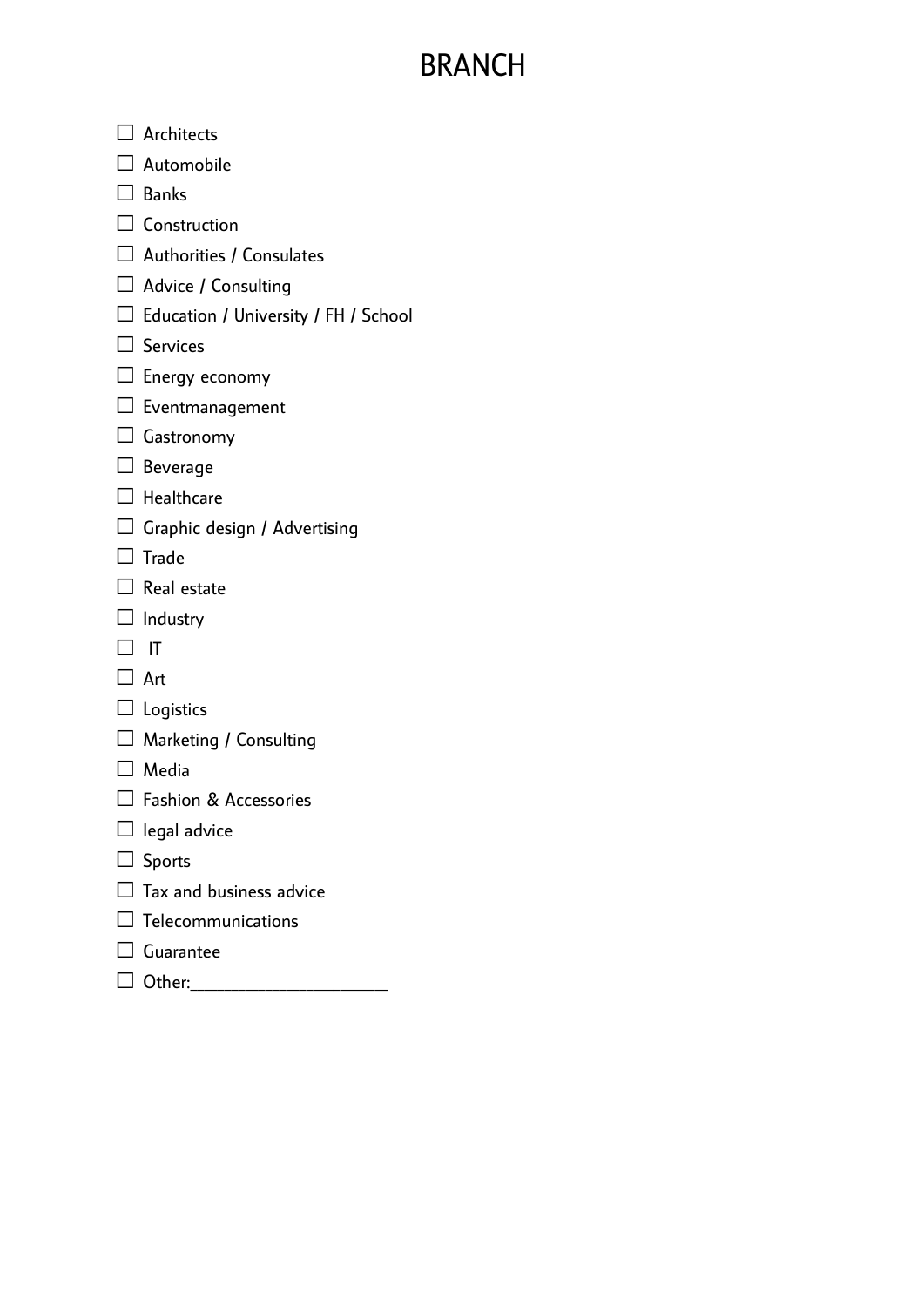# BRANCH

- ☐ Architects
- ☐ Automobile
- ☐ Banks
- ☐ Construction
- ☐ Authorities / Consulates
- ☐ Advice / Consulting
- ☐ Education / University / FH / School
- ☐ Services
- ☐ Energy economy
- ☐ Eventmanagement
- ☐ Gastronomy
- ☐ Beverage
- ☐ Healthcare
- ☐ Graphic design / Advertising
- ☐ Trade
- ☐ Real estate
- ☐ Industry
- ☐ IT
- ☐ Art
- ☐ Logistics
- ☐ Marketing / Consulting
- ☐ Media
- ☐ Fashion & Accessories
- ☐ legal advice
- ☐ Sports
- ☐ Tax and business advice
- ☐ Telecommunications
- ☐ Guarantee
- ☐ Other:____________________